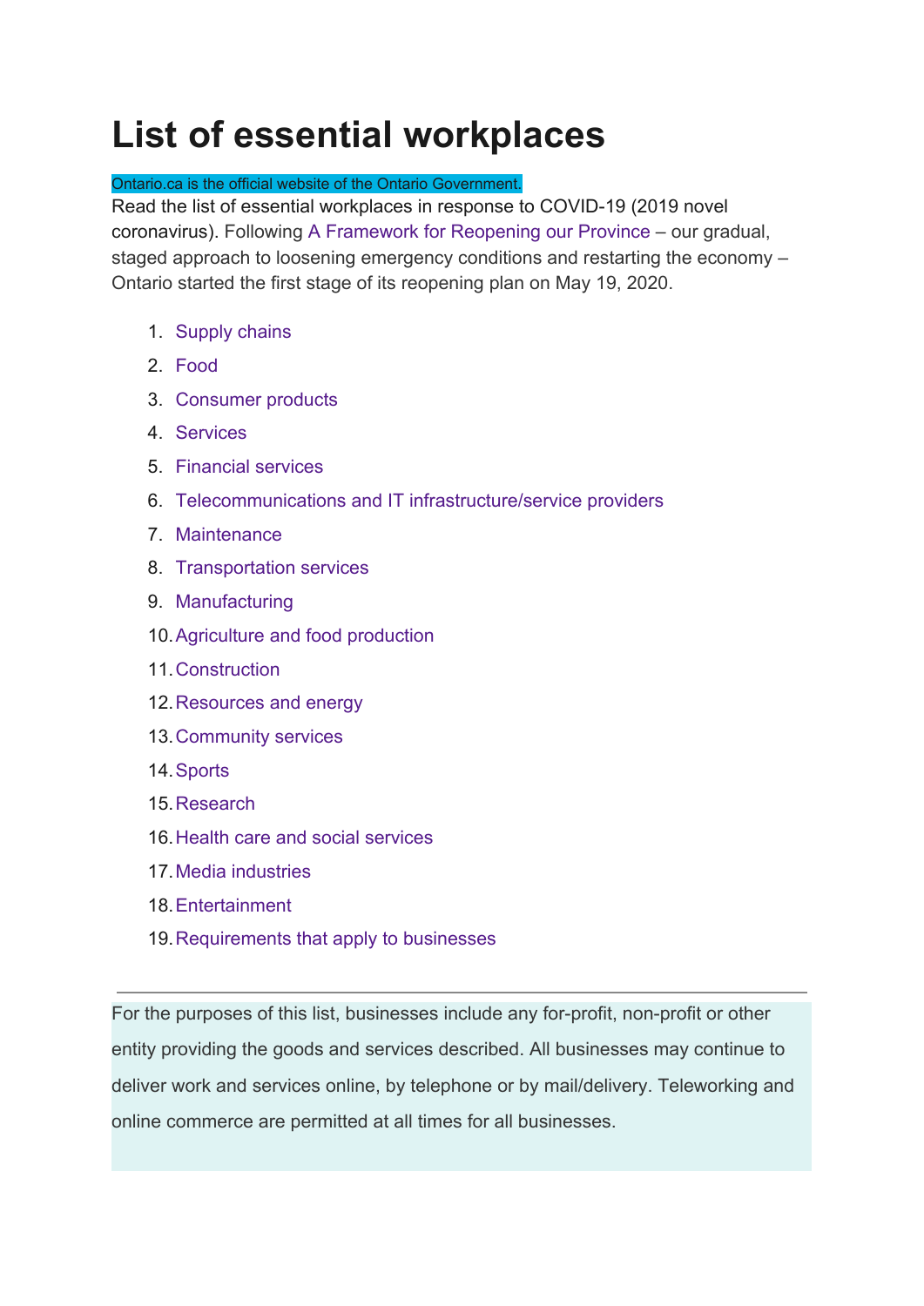# List of essential workplaces

Ontario.ca is the official website of the Ontario Government.

Read the list of essential workplaces in response to COVID-19 (2019 novel coronavirus). Following A Framework for Reopening our Province – our gradual, staged approach to loosening emergency conditions and restarting the economy – Ontario started the first stage of its reopening plan on May 19, 2020.

1. Supply chains
2. Food
3. Consumer products
4. Services
5. Financial services
6. Telecommunications and IT infrastructure/service providers
7. Maintenance
8. Transportation services
9. Manufacturing
10. Agriculture and food production
11. Construction
12. Resources and energy
13. Community services
14. Sports
15. Research
16. Health care and social services
17. Media industries
18. Entertainment
19. Requirements that apply to businesses

---

For the purposes of this list, businesses include any for-profit, non-profit or other entity providing the goods and services described. All businesses may continue to deliver work and services online, by telephone or by mail/delivery. Teleworking and online commerce are permitted at all times for all businesses.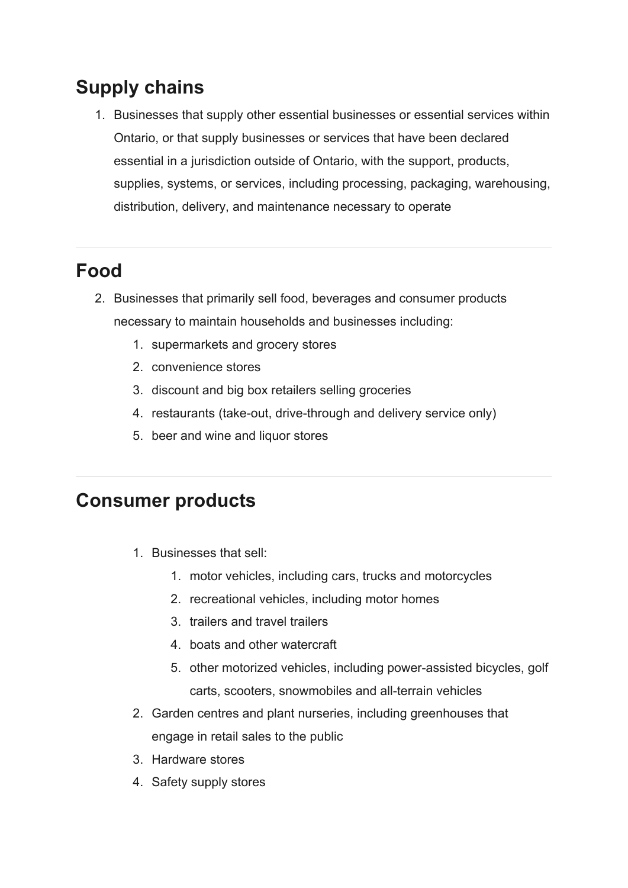## Supply chains

1. Businesses that supply other essential businesses or essential services within Ontario, or that supply businesses or services that have been declared essential in a jurisdiction outside of Ontario, with the support, products, supplies, systems, or services, including processing, packaging, warehousing, distribution, delivery, and maintenance necessary to operate

---

## Food

2. Businesses that primarily sell food, beverages and consumer products necessary to maintain households and businesses including:
    1. supermarkets and grocery stores
    2. convenience stores
    3. discount and big box retailers selling groceries
    4. restaurants (take-out, drive-through and delivery service only)
    5. beer and wine and liquor stores

---

## Consumer products

1. Businesses that sell:
    1. motor vehicles, including cars, trucks and motorcycles
    2. recreational vehicles, including motor homes
    3. trailers and travel trailers
    4. boats and other watercraft
    5. other motorized vehicles, including power-assisted bicycles, golf carts, scooters, snowmobiles and all-terrain vehicles
2. Garden centres and plant nurseries, including greenhouses that engage in retail sales to the public
3. Hardware stores
4. Safety supply stores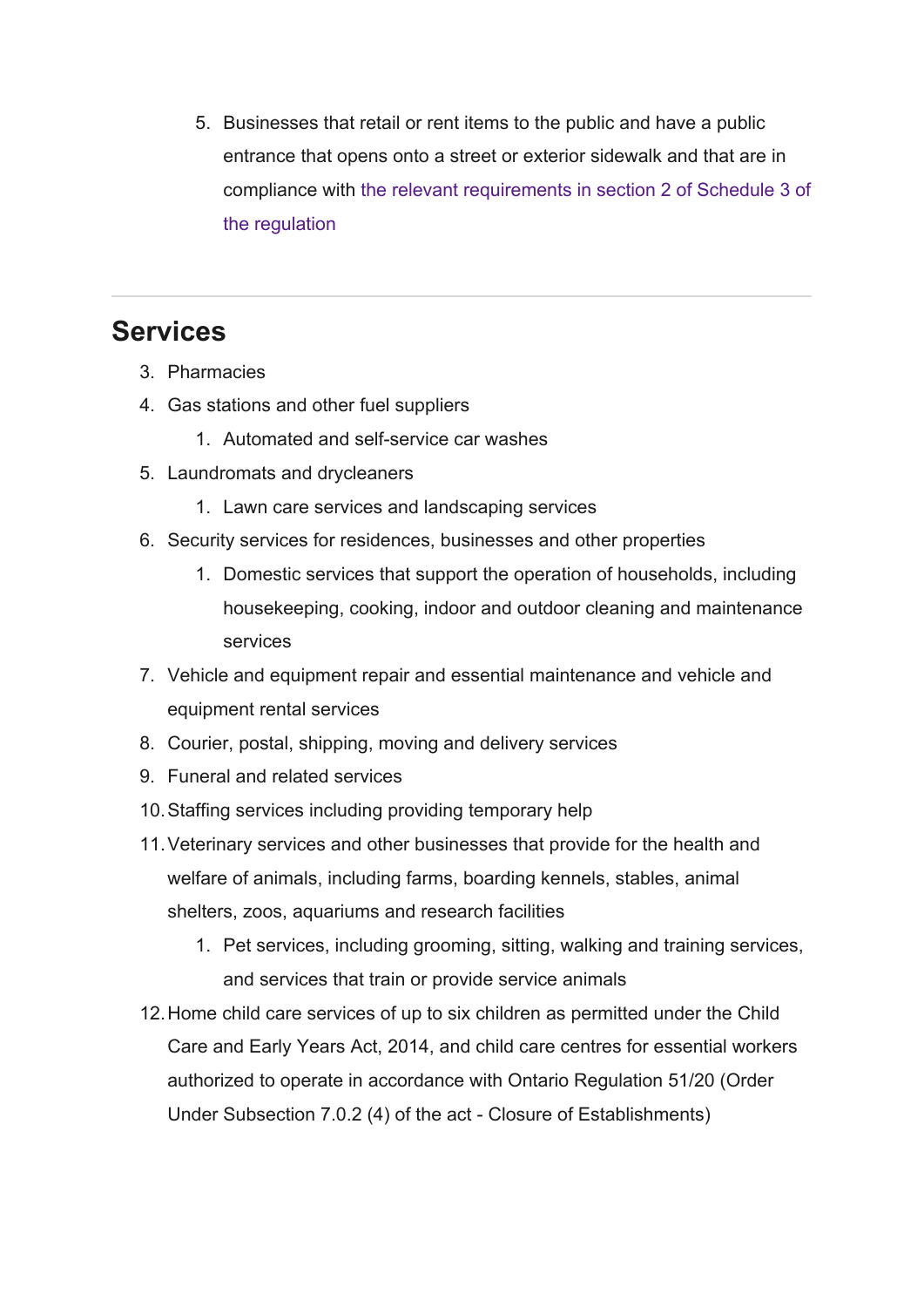5. Businesses that retail or rent items to the public and have a public entrance that opens onto a street or exterior sidewalk and that are in compliance with the relevant requirements in section 2 of Schedule 3 of the regulation

---

## Services

3. Pharmacies
4. Gas stations and other fuel suppliers
    1. Automated and self-service car washes
5. Laundromats and drycleaners
    1. Lawn care services and landscaping services
6. Security services for residences, businesses and other properties
    1. Domestic services that support the operation of households, including housekeeping, cooking, indoor and outdoor cleaning and maintenance services
7. Vehicle and equipment repair and essential maintenance and vehicle and equipment rental services
8. Courier, postal, shipping, moving and delivery services
9. Funeral and related services
10. Staffing services including providing temporary help
11. Veterinary services and other businesses that provide for the health and welfare of animals, including farms, boarding kennels, stables, animal shelters, zoos, aquariums and research facilities
    1. Pet services, including grooming, sitting, walking and training services, and services that train or provide service animals
12. Home child care services of up to six children as permitted under the Child Care and Early Years Act, 2014, and child care centres for essential workers authorized to operate in accordance with Ontario Regulation 51/20 (Order Under Subsection 7.0.2 (4) of the act - Closure of Establishments)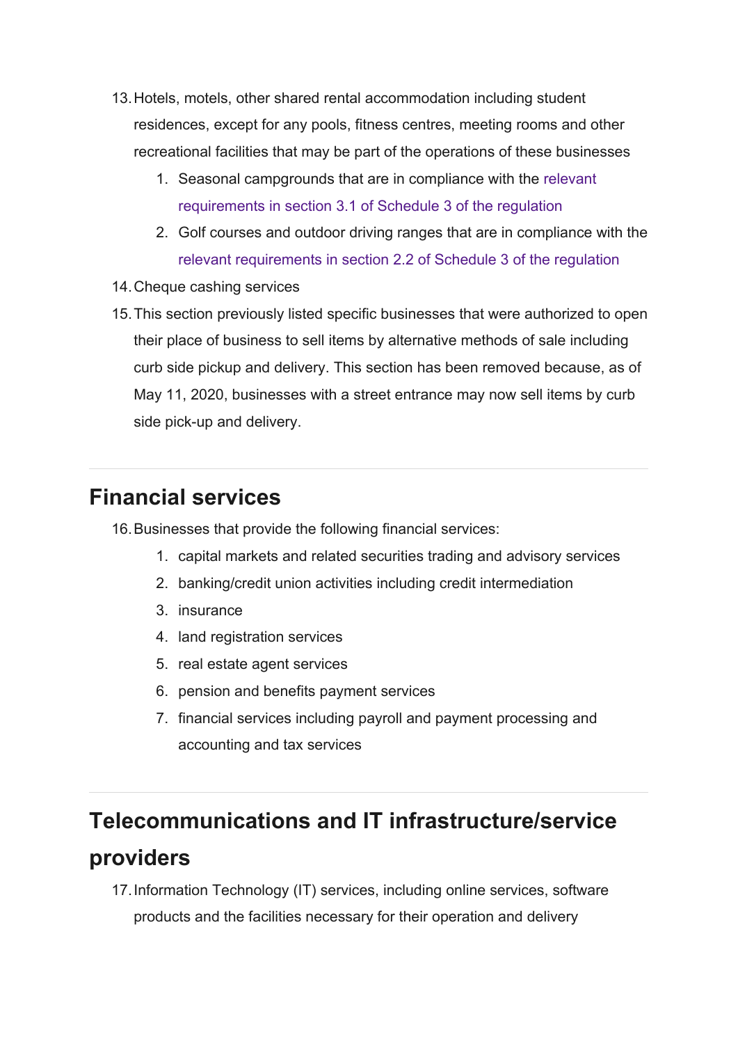13. Hotels, motels, other shared rental accommodation including student residences, except for any pools, fitness centres, meeting rooms and other recreational facilities that may be part of the operations of these businesses
    1. Seasonal campgrounds that are in compliance with the relevant requirements in section 3.1 of Schedule 3 of the regulation
    2. Golf courses and outdoor driving ranges that are in compliance with the relevant requirements in section 2.2 of Schedule 3 of the regulation
14. Cheque cashing services
15. This section previously listed specific businesses that were authorized to open their place of business to sell items by alternative methods of sale including curb side pickup and delivery. This section has been removed because, as of May 11, 2020, businesses with a street entrance may now sell items by curb side pick-up and delivery.

---

## Financial services

16. Businesses that provide the following financial services:
    1. capital markets and related securities trading and advisory services
    2. banking/credit union activities including credit intermediation
    3. insurance
    4. land registration services
    5. real estate agent services
    6. pension and benefits payment services
    7. financial services including payroll and payment processing and accounting and tax services

---

## Telecommunications and IT infrastructure/service providers

17. Information Technology (IT) services, including online services, software products and the facilities necessary for their operation and delivery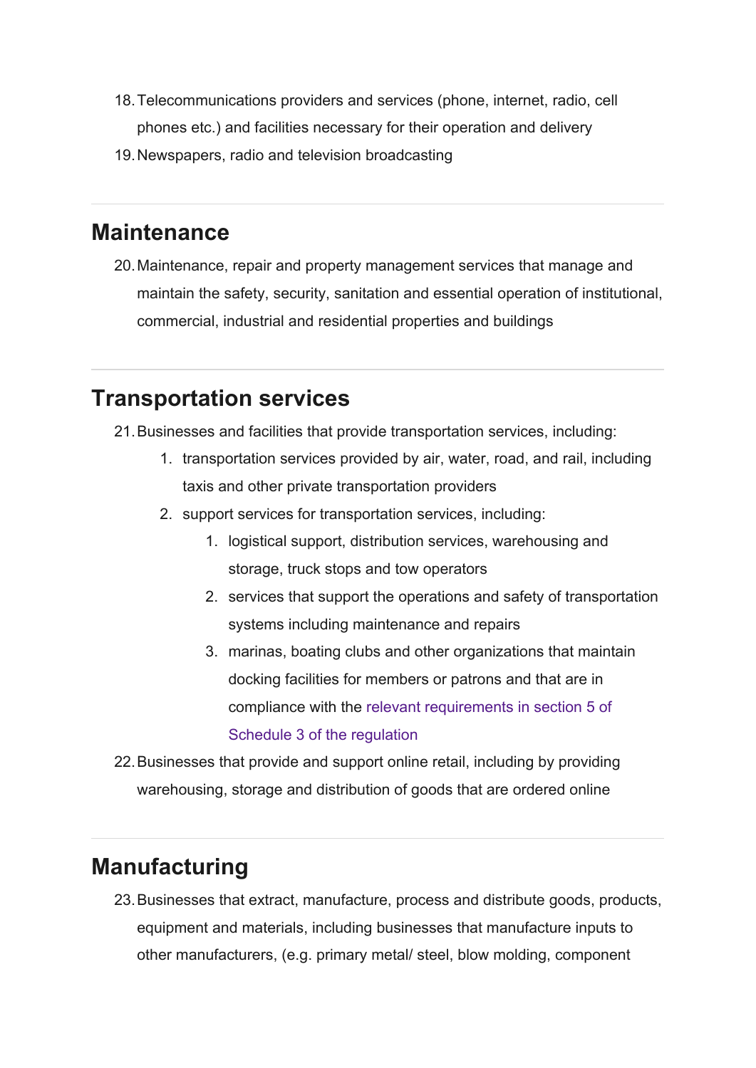18. Telecommunications providers and services (phone, internet, radio, cell phones etc.) and facilities necessary for their operation and delivery
19. Newspapers, radio and television broadcasting

## Maintenance

20. Maintenance, repair and property management services that manage and maintain the safety, security, sanitation and essential operation of institutional, commercial, industrial and residential properties and buildings

## Transportation services

21. Businesses and facilities that provide transportation services, including:
    1. transportation services provided by air, water, road, and rail, including taxis and other private transportation providers
    2. support services for transportation services, including:
        1. logistical support, distribution services, warehousing and storage, truck stops and tow operators
        2. services that support the operations and safety of transportation systems including maintenance and repairs
        3. marinas, boating clubs and other organizations that maintain docking facilities for members or patrons and that are in compliance with the relevant requirements in section 5 of Schedule 3 of the regulation
22. Businesses that provide and support online retail, including by providing warehousing, storage and distribution of goods that are ordered online

## Manufacturing

23. Businesses that extract, manufacture, process and distribute goods, products, equipment and materials, including businesses that manufacture inputs to other manufacturers, (e.g. primary metal/ steel, blow molding, component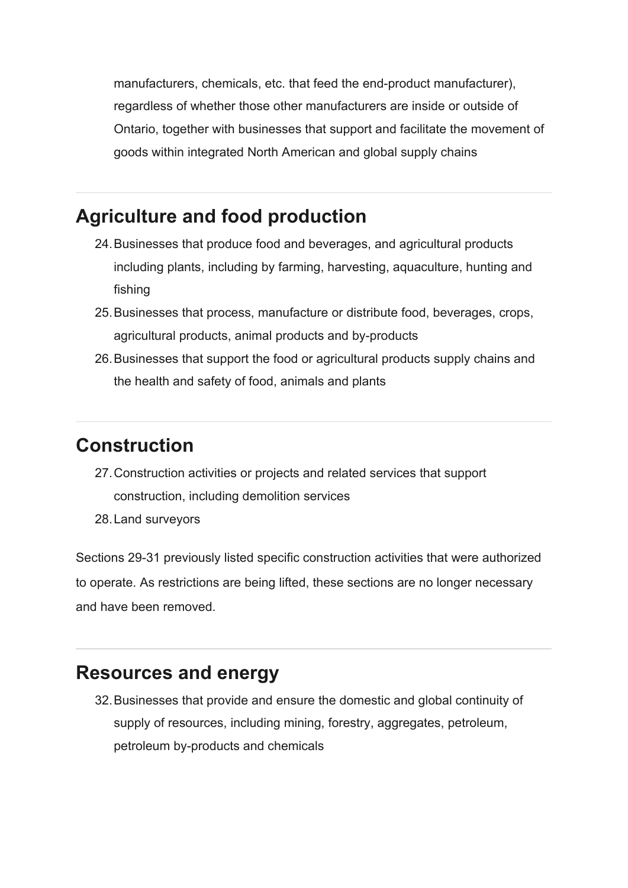manufacturers, chemicals, etc. that feed the end-product manufacturer), regardless of whether those other manufacturers are inside or outside of Ontario, together with businesses that support and facilitate the movement of goods within integrated North American and global supply chains

---

## Agriculture and food production

24. Businesses that produce food and beverages, and agricultural products including plants, including by farming, harvesting, aquaculture, hunting and fishing
25. Businesses that process, manufacture or distribute food, beverages, crops, agricultural products, animal products and by-products
26. Businesses that support the food or agricultural products supply chains and the health and safety of food, animals and plants

---

## Construction

27. Construction activities or projects and related services that support construction, including demolition services
28. Land surveyors

Sections 29-31 previously listed specific construction activities that were authorized to operate. As restrictions are being lifted, these sections are no longer necessary and have been removed.

---

## Resources and energy

32. Businesses that provide and ensure the domestic and global continuity of supply of resources, including mining, forestry, aggregates, petroleum, petroleum by-products and chemicals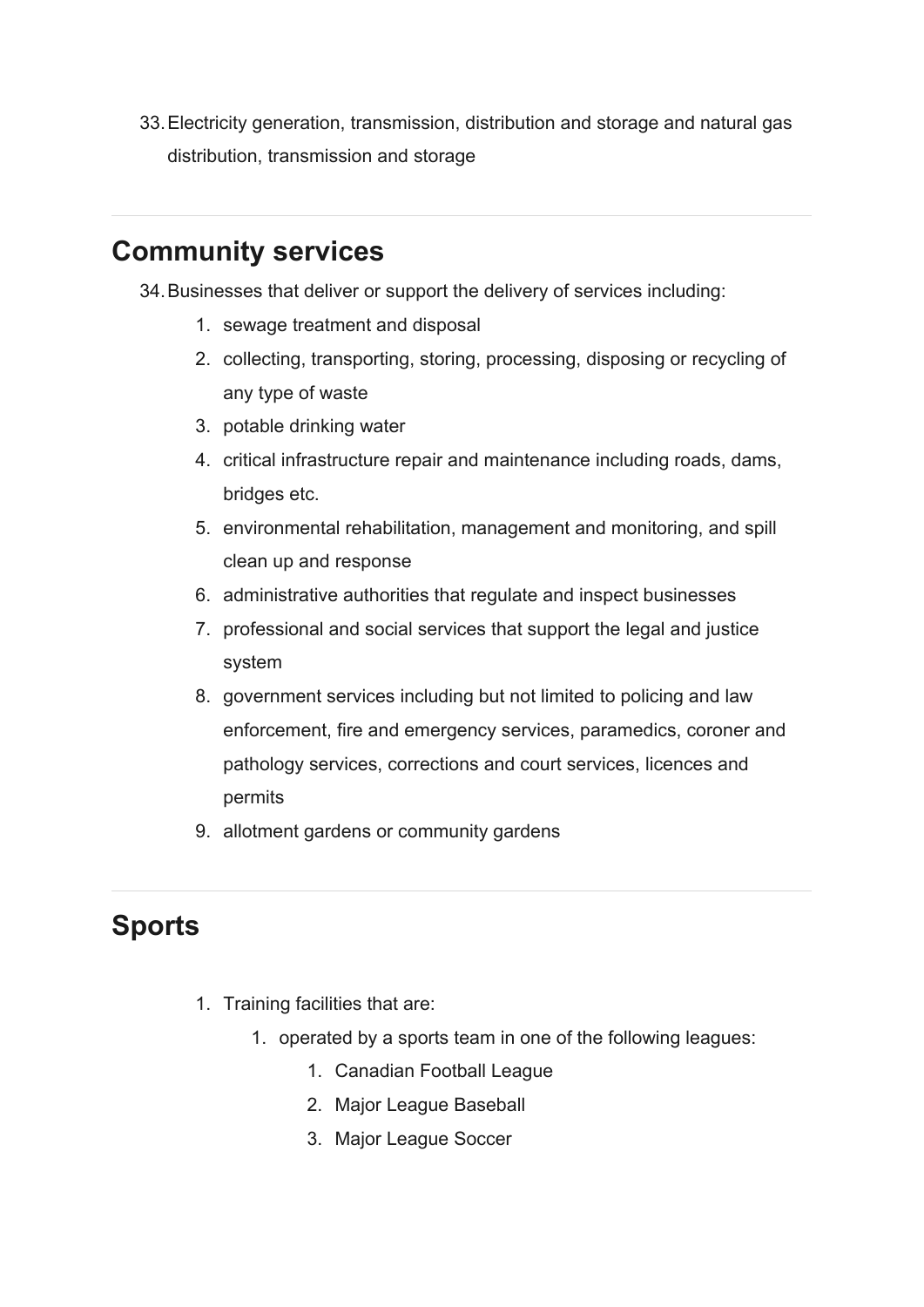33. Electricity generation, transmission, distribution and storage and natural gas distribution, transmission and storage

---

## Community services

34. Businesses that deliver or support the delivery of services including:
    1. sewage treatment and disposal
    2. collecting, transporting, storing, processing, disposing or recycling of any type of waste
    3. potable drinking water
    4. critical infrastructure repair and maintenance including roads, dams, bridges etc.
    5. environmental rehabilitation, management and monitoring, and spill clean up and response
    6. administrative authorities that regulate and inspect businesses
    7. professional and social services that support the legal and justice system
    8. government services including but not limited to policing and law enforcement, fire and emergency services, paramedics, coroner and pathology services, corrections and court services, licences and permits
    9. allotment gardens or community gardens

---

## Sports

1. Training facilities that are:
    1. operated by a sports team in one of the following leagues:
        1. Canadian Football League
        2. Major League Baseball
        3. Major League Soccer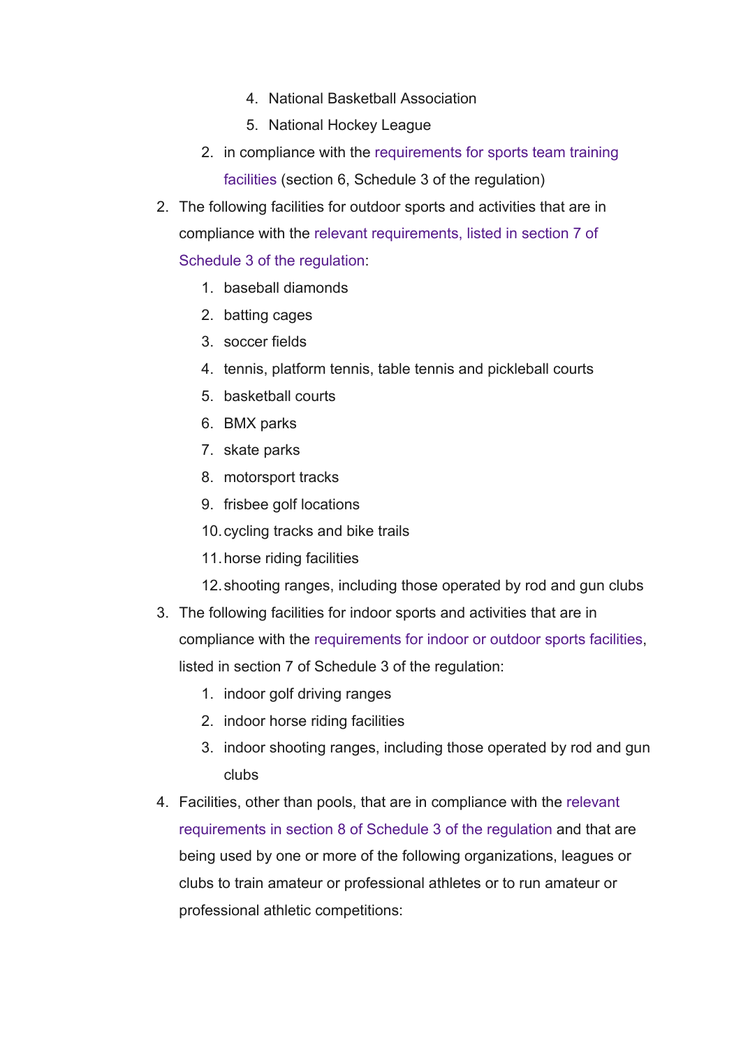4. National Basketball Association
      5. National Hockey League
   2. in compliance with the requirements for sports team training facilities (section 6, Schedule 3 of the regulation)
2. The following facilities for outdoor sports and activities that are in compliance with the relevant requirements, listed in section 7 of Schedule 3 of the regulation:
   1. baseball diamonds
   2. batting cages
   3. soccer fields
   4. tennis, platform tennis, table tennis and pickleball courts
   5. basketball courts
   6. BMX parks
   7. skate parks
   8. motorsport tracks
   9. frisbee golf locations
   10. cycling tracks and bike trails
   11. horse riding facilities
   12. shooting ranges, including those operated by rod and gun clubs
3. The following facilities for indoor sports and activities that are in compliance with the requirements for indoor or outdoor sports facilities, listed in section 7 of Schedule 3 of the regulation:
   1. indoor golf driving ranges
   2. indoor horse riding facilities
   3. indoor shooting ranges, including those operated by rod and gun clubs
4. Facilities, other than pools, that are in compliance with the relevant requirements in section 8 of Schedule 3 of the regulation and that are being used by one or more of the following organizations, leagues or clubs to train amateur or professional athletes or to run amateur or professional athletic competitions: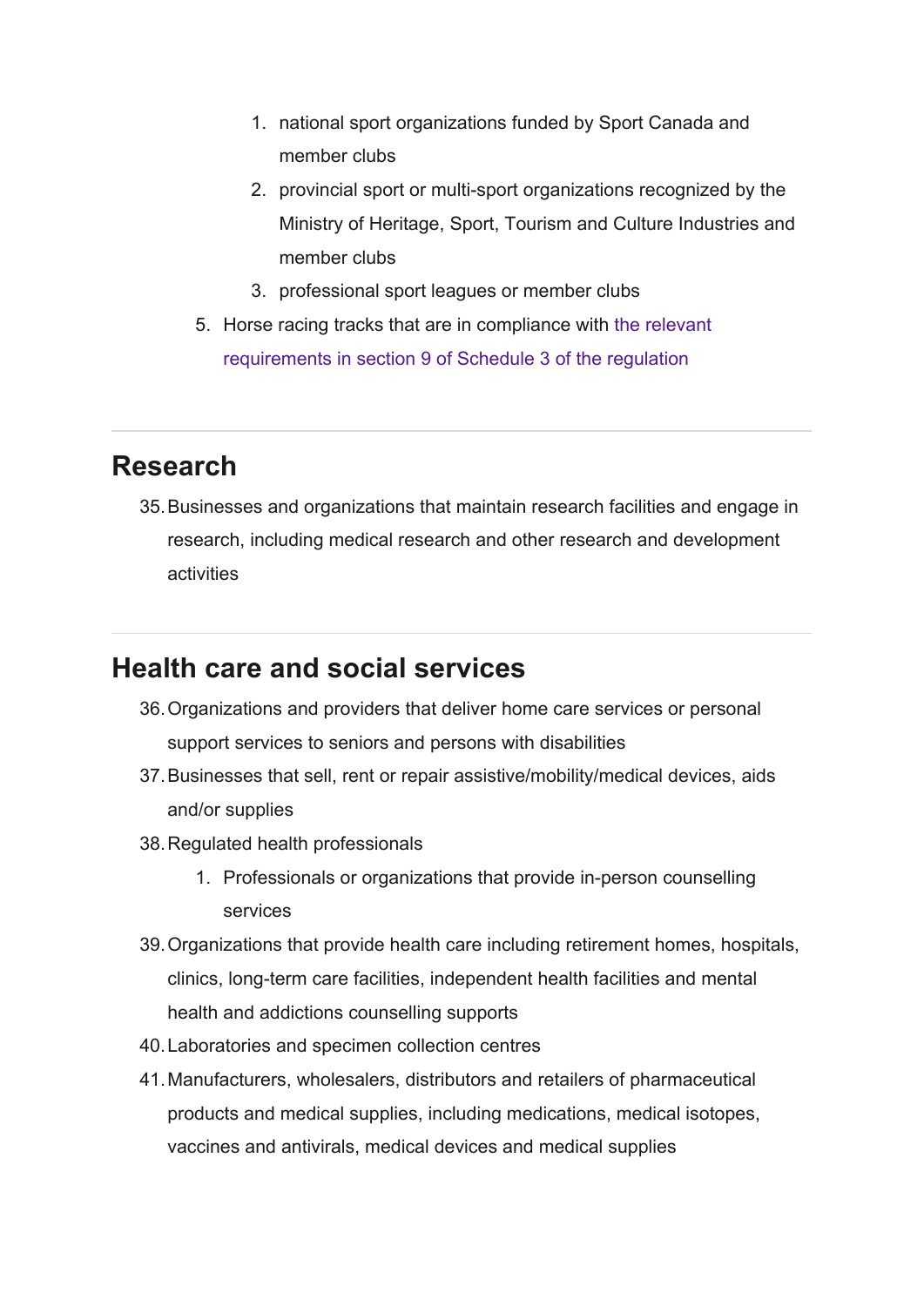1. national sport organizations funded by Sport Canada and member clubs
2. provincial sport or multi-sport organizations recognized by the Ministry of Heritage, Sport, Tourism and Culture Industries and member clubs
3. professional sport leagues or member clubs

5. Horse racing tracks that are in compliance with the relevant requirements in section 9 of Schedule 3 of the regulation

---

## Research

35. Businesses and organizations that maintain research facilities and engage in research, including medical research and other research and development activities

---

## Health care and social services

36. Organizations and providers that deliver home care services or personal support services to seniors and persons with disabilities
37. Businesses that sell, rent or repair assistive/mobility/medical devices, aids and/or supplies
38. Regulated health professionals
    1. Professionals or organizations that provide in-person counselling services
39. Organizations that provide health care including retirement homes, hospitals, clinics, long-term care facilities, independent health facilities and mental health and addictions counselling supports
40. Laboratories and specimen collection centres
41. Manufacturers, wholesalers, distributors and retailers of pharmaceutical products and medical supplies, including medications, medical isotopes, vaccines and antivirals, medical devices and medical supplies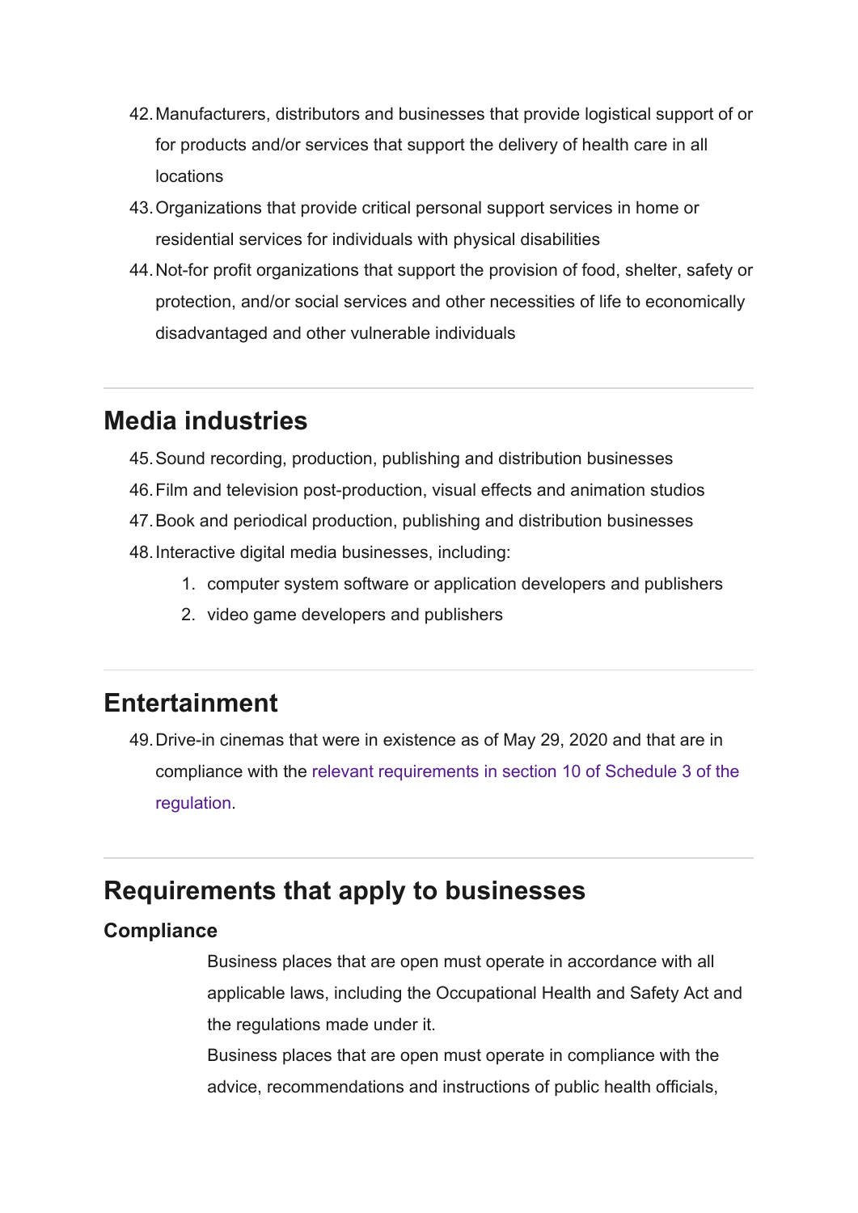42. Manufacturers, distributors and businesses that provide logistical support of or for products and/or services that support the delivery of health care in all locations
43. Organizations that provide critical personal support services in home or residential services for individuals with physical disabilities
44. Not-for profit organizations that support the provision of food, shelter, safety or protection, and/or social services and other necessities of life to economically disadvantaged and other vulnerable individuals

---

## Media industries

45. Sound recording, production, publishing and distribution businesses
46. Film and television post-production, visual effects and animation studios
47. Book and periodical production, publishing and distribution businesses
48. Interactive digital media businesses, including:
    1. computer system software or application developers and publishers
    2. video game developers and publishers

---

## Entertainment

49. Drive-in cinemas that were in existence as of May 29, 2020 and that are in compliance with the relevant requirements in section 10 of Schedule 3 of the regulation.

---

## Requirements that apply to businesses

### Compliance

Business places that are open must operate in accordance with all applicable laws, including the Occupational Health and Safety Act and the regulations made under it.

Business places that are open must operate in compliance with the advice, recommendations and instructions of public health officials,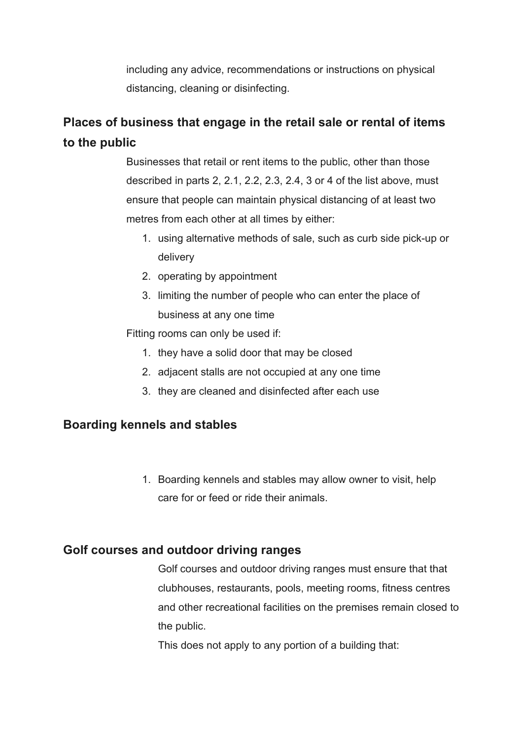including any advice, recommendations or instructions on physical distancing, cleaning or disinfecting.

## Places of business that engage in the retail sale or rental of items to the public

Businesses that retail or rent items to the public, other than those described in parts 2, 2.1, 2.2, 2.3, 2.4, 3 or 4 of the list above, must ensure that people can maintain physical distancing of at least two metres from each other at all times by either:

1. using alternative methods of sale, such as curb side pick-up or delivery
2. operating by appointment
3. limiting the number of people who can enter the place of business at any one time

Fitting rooms can only be used if:

1. they have a solid door that may be closed
2. adjacent stalls are not occupied at any one time
3. they are cleaned and disinfected after each use

## Boarding kennels and stables

1. Boarding kennels and stables may allow owner to visit, help care for or feed or ride their animals.

## Golf courses and outdoor driving ranges

Golf courses and outdoor driving ranges must ensure that that clubhouses, restaurants, pools, meeting rooms, fitness centres and other recreational facilities on the premises remain closed to the public.

This does not apply to any portion of a building that: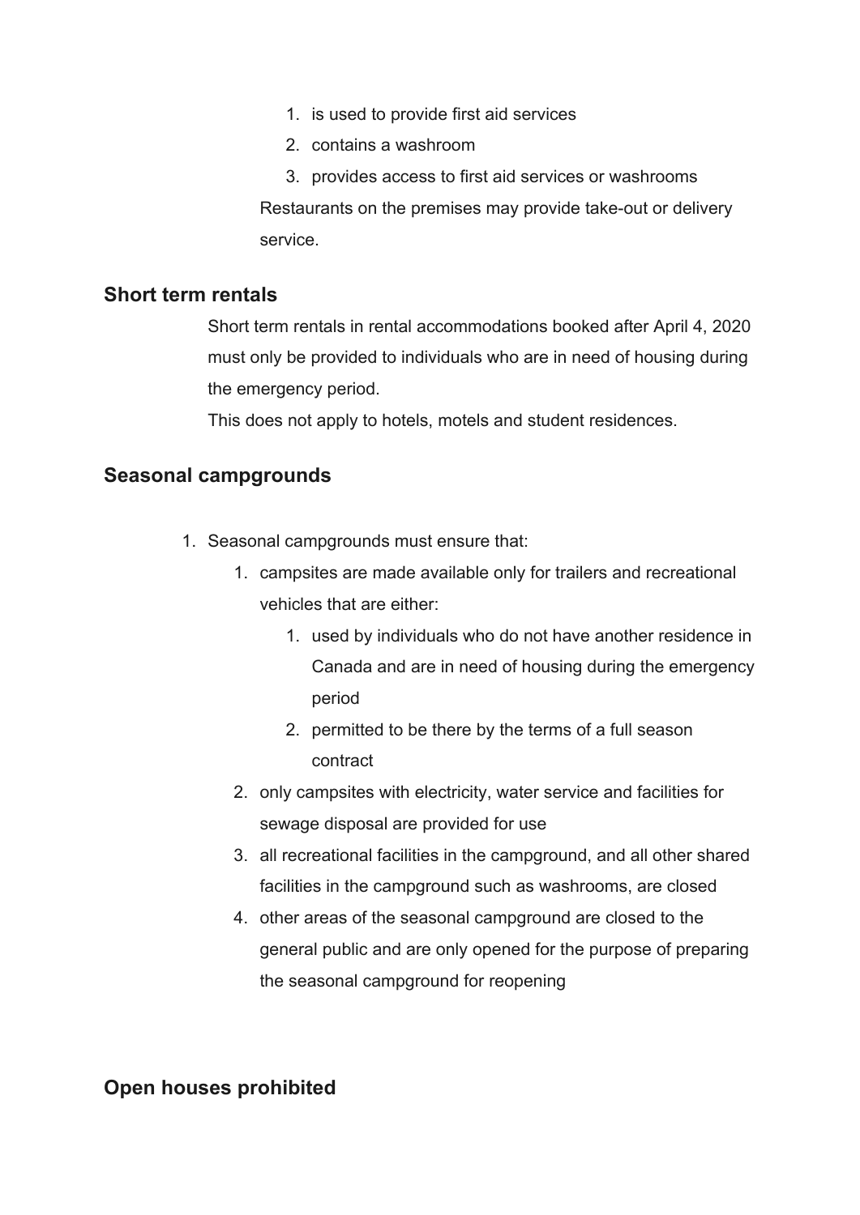1. is used to provide first aid services
   2. contains a washroom
   3. provides access to first aid services or washrooms

   Restaurants on the premises may provide take-out or delivery service.

## Short term rentals

Short term rentals in rental accommodations booked after April 4, 2020 must only be provided to individuals who are in need of housing during the emergency period.

This does not apply to hotels, motels and student residences.

## Seasonal campgrounds

1. Seasonal campgrounds must ensure that:
   1. campsites are made available only for trailers and recreational vehicles that are either:
      1. used by individuals who do not have another residence in Canada and are in need of housing during the emergency period
      2. permitted to be there by the terms of a full season contract
   2. only campsites with electricity, water service and facilities for sewage disposal are provided for use
   3. all recreational facilities in the campground, and all other shared facilities in the campground such as washrooms, are closed
   4. other areas of the seasonal campground are closed to the general public and are only opened for the purpose of preparing the seasonal campground for reopening

## Open houses prohibited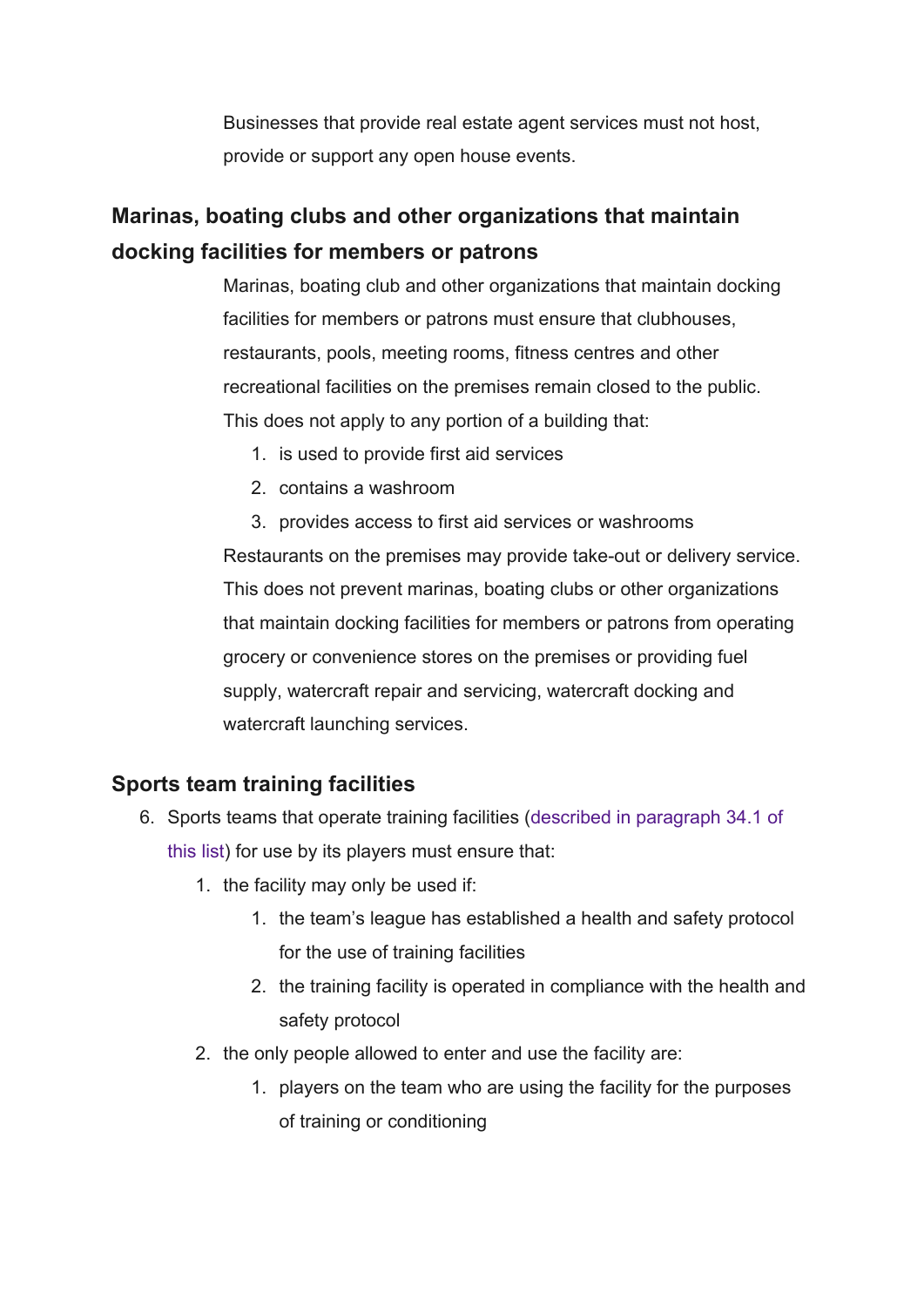Businesses that provide real estate agent services must not host, provide or support any open house events.

## Marinas, boating clubs and other organizations that maintain docking facilities for members or patrons

Marinas, boating club and other organizations that maintain docking facilities for members or patrons must ensure that clubhouses, restaurants, pools, meeting rooms, fitness centres and other recreational facilities on the premises remain closed to the public. This does not apply to any portion of a building that:

1. is used to provide first aid services
2. contains a washroom
3. provides access to first aid services or washrooms

Restaurants on the premises may provide take-out or delivery service. This does not prevent marinas, boating clubs or other organizations that maintain docking facilities for members or patrons from operating grocery or convenience stores on the premises or providing fuel supply, watercraft repair and servicing, watercraft docking and watercraft launching services.

## Sports team training facilities

6. Sports teams that operate training facilities (described in paragraph 34.1 of this list) for use by its players must ensure that:
    1. the facility may only be used if:
        1. the team's league has established a health and safety protocol for the use of training facilities
        2. the training facility is operated in compliance with the health and safety protocol
    2. the only people allowed to enter and use the facility are:
        1. players on the team who are using the facility for the purposes of training or conditioning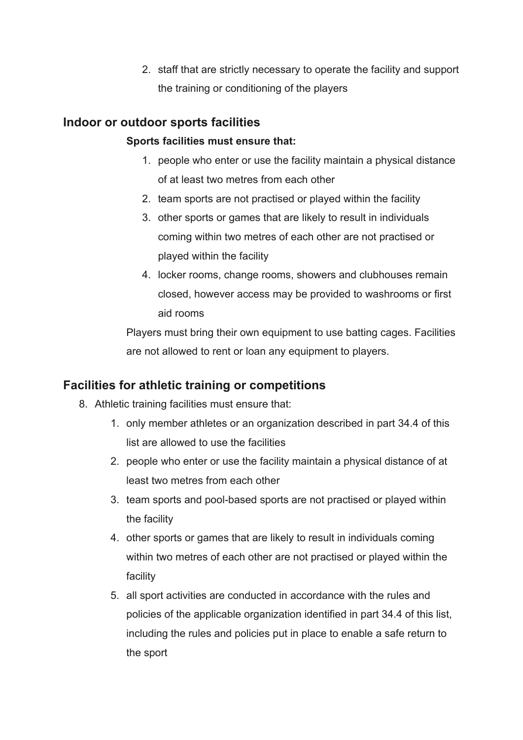2. staff that are strictly necessary to operate the facility and support the training or conditioning of the players

## Indoor or outdoor sports facilities

**Sports facilities must ensure that:**

1. people who enter or use the facility maintain a physical distance of at least two metres from each other
2. team sports are not practised or played within the facility
3. other sports or games that are likely to result in individuals coming within two metres of each other are not practised or played within the facility
4. locker rooms, change rooms, showers and clubhouses remain closed, however access may be provided to washrooms or first aid rooms

Players must bring their own equipment to use batting cages. Facilities are not allowed to rent or loan any equipment to players.

## Facilities for athletic training or competitions

8. Athletic training facilities must ensure that:
    1. only member athletes or an organization described in part 34.4 of this list are allowed to use the facilities
    2. people who enter or use the facility maintain a physical distance of at least two metres from each other
    3. team sports and pool-based sports are not practised or played within the facility
    4. other sports or games that are likely to result in individuals coming within two metres of each other are not practised or played within the facility
    5. all sport activities are conducted in accordance with the rules and policies of the applicable organization identified in part 34.4 of this list, including the rules and policies put in place to enable a safe return to the sport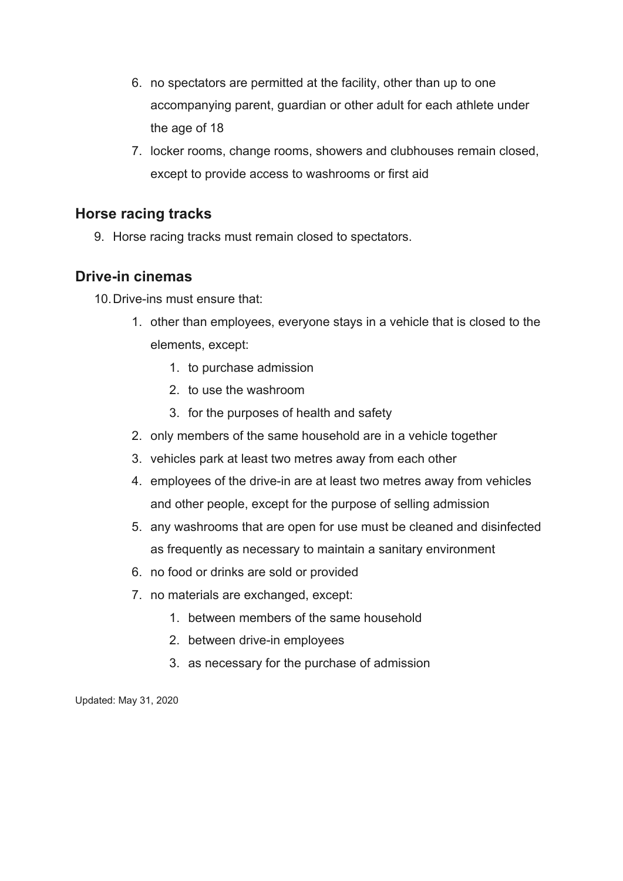6. no spectators are permitted at the facility, other than up to one accompanying parent, guardian or other adult for each athlete under the age of 18
7. locker rooms, change rooms, showers and clubhouses remain closed, except to provide access to washrooms or first aid

## Horse racing tracks

9. Horse racing tracks must remain closed to spectators.

## Drive-in cinemas

10. Drive-ins must ensure that:
    1. other than employees, everyone stays in a vehicle that is closed to the elements, except:
        1. to purchase admission
        2. to use the washroom
        3. for the purposes of health and safety
    2. only members of the same household are in a vehicle together
    3. vehicles park at least two metres away from each other
    4. employees of the drive-in are at least two metres away from vehicles and other people, except for the purpose of selling admission
    5. any washrooms that are open for use must be cleaned and disinfected as frequently as necessary to maintain a sanitary environment
    6. no food or drinks are sold or provided
    7. no materials are exchanged, except:
        1. between members of the same household
        2. between drive-in employees
        3. as necessary for the purchase of admission

Updated: May 31, 2020